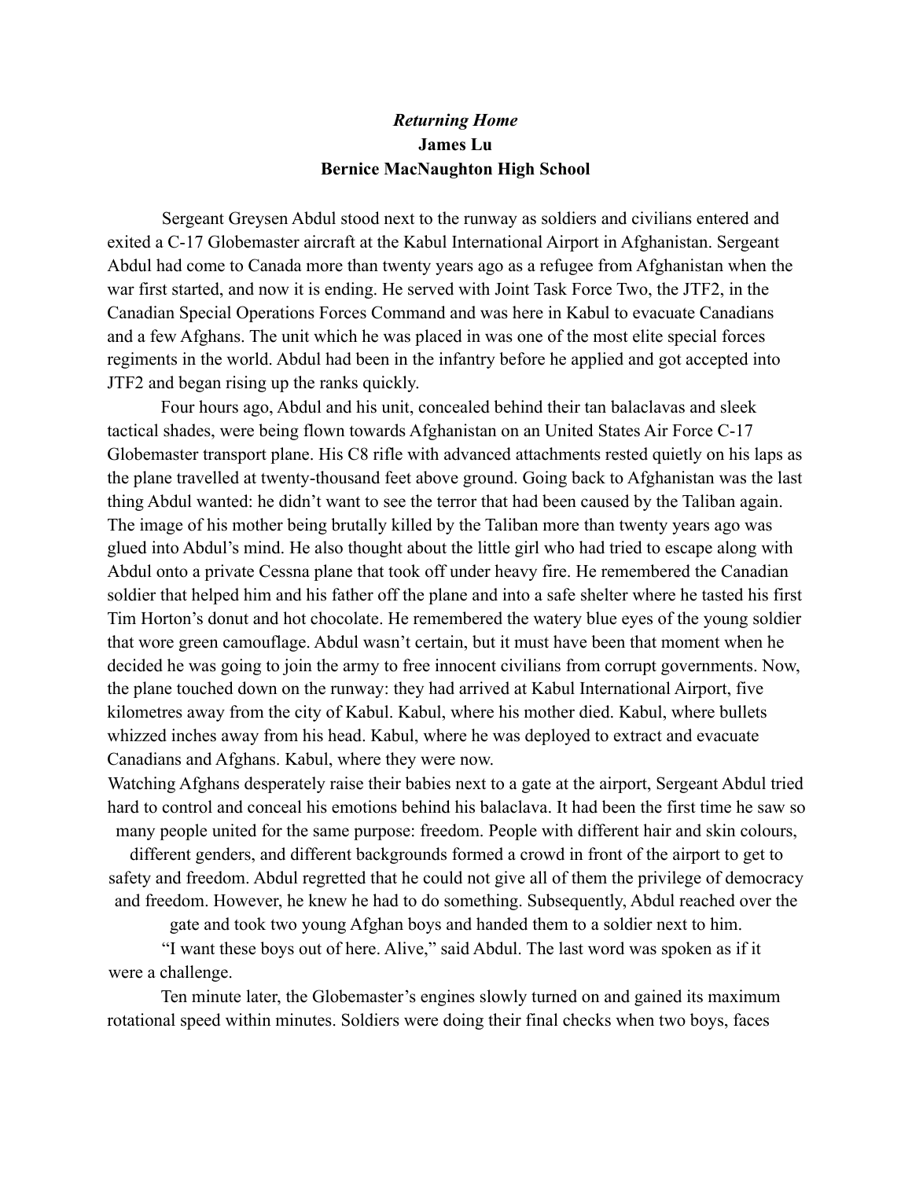*Returning Home*

**James Lu**

**Bernice MacNaughton High School**

Sergeant Greysen Abdul stood next to the runway as soldiers and civilians entered and exited a C-17 Globemaster aircraft at the Kabul International Airport in Afghanistan. Sergeant Abdul had come to Canada more than twenty years ago as a refugee from Afghanistan when the war first started, and now it is ending. He served with Joint Task Force Two, the JTF2, in the Canadian Special Operations Forces Command and was here in Kabul to evacuate Canadians and a few Afghans. The unit which he was placed in was one of the most elite special forces regiments in the world. Abdul had been in the infantry before he applied and got accepted into JTF2 and began rising up the ranks quickly.

Four hours ago, Abdul and his unit, concealed behind their tan balaclavas and sleek tactical shades, were being flown towards Afghanistan on an United States Air Force C-17 Globemaster transport plane. His C8 rifle with advanced attachments rested quietly on his laps as the plane travelled at twenty-thousand feet above ground. Going back to Afghanistan was the last thing Abdul wanted: he didn't want to see the terror that had been caused by the Taliban again. The image of his mother being brutally killed by the Taliban more than twenty years ago was glued into Abdul's mind. He also thought about the little girl who had tried to escape along with Abdul onto a private Cessna plane that took off under heavy fire. He remembered the Canadian soldier that helped him and his father off the plane and into a safe shelter where he tasted his first Tim Horton's donut and hot chocolate. He remembered the watery blue eyes of the young soldier that wore green camouflage. Abdul wasn't certain, but it must have been that moment when he decided he was going to join the army to free innocent civilians from corrupt governments. Now, the plane touched down on the runway: they had arrived at Kabul International Airport, five kilometres away from the city of Kabul. Kabul, where his mother died. Kabul, where bullets whizzed inches away from his head. Kabul, where he was deployed to extract and evacuate Canadians and Afghans. Kabul, where they were now.

Watching Afghans desperately raise their babies next to a gate at the airport, Sergeant Abdul tried hard to control and conceal his emotions behind his balaclava. It had been the first time he saw so many people united for the same purpose: freedom. People with different hair and skin colours, different genders, and different backgrounds formed a crowd in front of the airport to get to safety and freedom. Abdul regretted that he could not give all of them the privilege of democracy and freedom. However, he knew he had to do something. Subsequently, Abdul reached over the gate and took two young Afghan boys and handed them to a soldier next to him.

"I want these boys out of here. Alive," said Abdul. The last word was spoken as if it were a challenge.

Ten minute later, the Globemaster's engines slowly turned on and gained its maximum rotational speed within minutes. Soldiers were doing their final checks when two boys, faces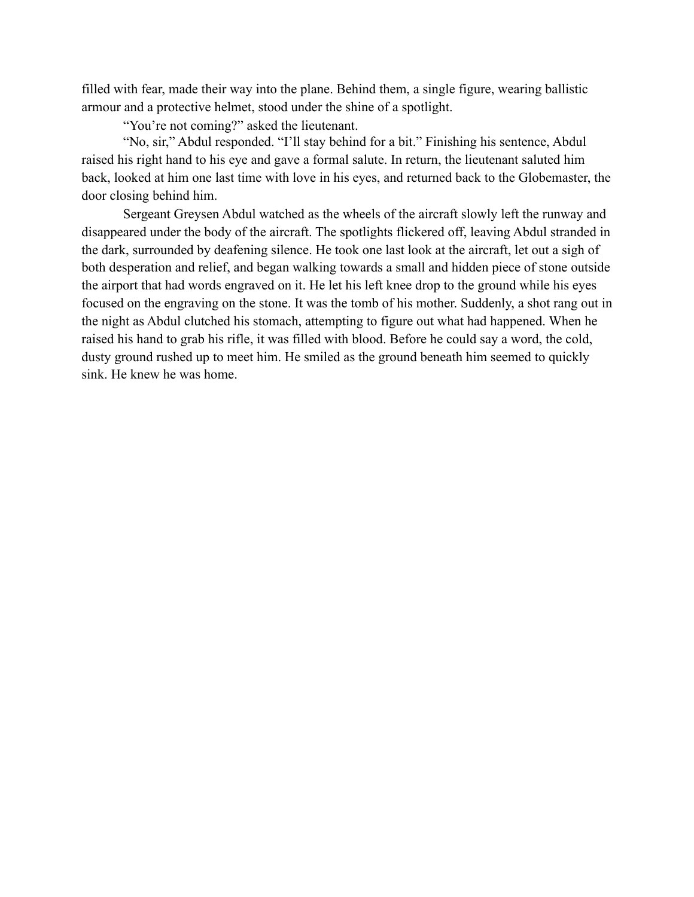filled with fear, made their way into the plane. Behind them, a single figure, wearing ballistic armour and a protective helmet, stood under the shine of a spotlight.

"You're not coming?" asked the lieutenant.

"No, sir," Abdul responded. "I'll stay behind for a bit." Finishing his sentence, Abdul raised his right hand to his eye and gave a formal salute. In return, the lieutenant saluted him back, looked at him one last time with love in his eyes, and returned back to the Globemaster, the door closing behind him.

Sergeant Greysen Abdul watched as the wheels of the aircraft slowly left the runway and disappeared under the body of the aircraft. The spotlights flickered off, leaving Abdul stranded in the dark, surrounded by deafening silence. He took one last look at the aircraft, let out a sigh of both desperation and relief, and began walking towards a small and hidden piece of stone outside the airport that had words engraved on it. He let his left knee drop to the ground while his eyes focused on the engraving on the stone. It was the tomb of his mother. Suddenly, a shot rang out in the night as Abdul clutched his stomach, attempting to figure out what had happened. When he raised his hand to grab his rifle, it was filled with blood. Before he could say a word, the cold, dusty ground rushed up to meet him. He smiled as the ground beneath him seemed to quickly sink. He knew he was home.